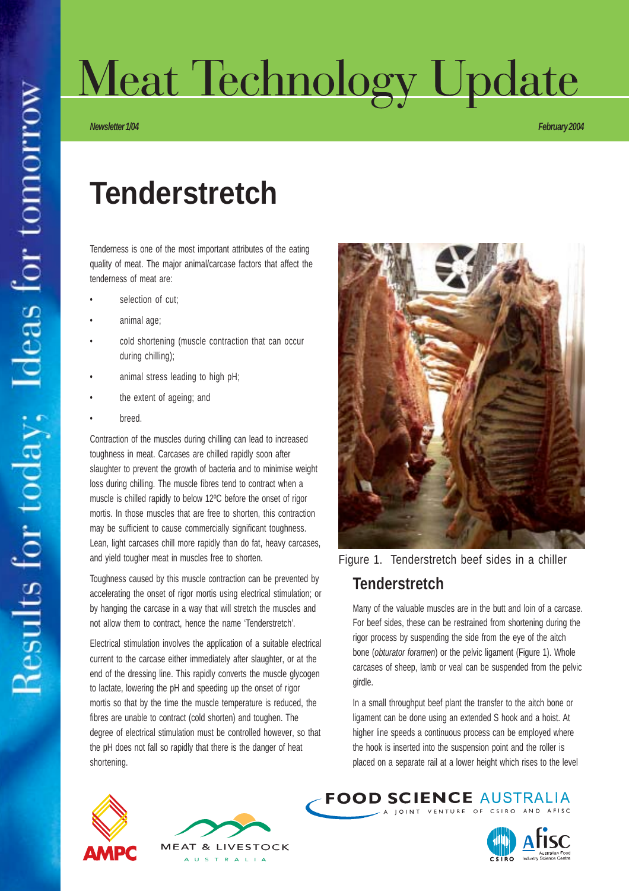# Meat Technology Update

*Newsletter 1/04* *February 2004*

# Tenderstretch

Tenderness is one of the most important attributes of the eating quality of meat. The major animal/carcase factors that affect the tenderness of meat are:

- selection of cut;
- animal age;
- cold shortening (muscle contraction that can occur during chilling);
- animal stress leading to high pH;
- the extent of ageing; and
- breed.

Contraction of the muscles during chilling can lead to increased toughness in meat. Carcases are chilled rapidly soon after slaughter to prevent the growth of bacteria and to minimise weight loss during chilling. The muscle fibres tend to contract when a muscle is chilled rapidly to below 12ºC before the onset of rigor mortis. In those muscles that are free to shorten, this contraction may be sufficient to cause commercially significant toughness. Lean, light carcases chill more rapidly than do fat, heavy carcases, and yield tougher meat in muscles free to shorten.

Toughness caused by this muscle contraction can be prevented by accelerating the onset of rigor mortis using electrical stimulation; or by hanging the carcase in a way that will stretch the muscles and not allow them to contract, hence the name 'Tenderstretch'.

Electrical stimulation involves the application of a suitable electrical current to the carcase either immediately after slaughter, or at the end of the dressing line. This rapidly converts the muscle glycogen to lactate, lowering the pH and speeding up the onset of rigor mortis so that by the time the muscle temperature is reduced, the fibres are unable to contract (cold shorten) and toughen. The degree of electrical stimulation must be controlled however, so that the pH does not fall so rapidly that there is the danger of heat shortening.

Figure 1. Tenderstretch beef sides in a chiller

## Tenderstretch

Many of the valuable muscles are in the butt and loin of a carcase. For beef sides, these can be restrained from shortening during the rigor process by suspending the side from the eye of the aitch bone (*obturator foramen*) or the pelvic ligament (Figure 1). Whole carcases of sheep, lamb or veal can be suspended from the pelvic girdle.

In a small throughput beef plant the transfer to the aitch bone or ligament can be done using an extended S hook and a hoist. At higher line speeds a continuous process can be employed where the hook is inserted into the suspension point and the roller is placed on a separate rail at a lower height which rises to the level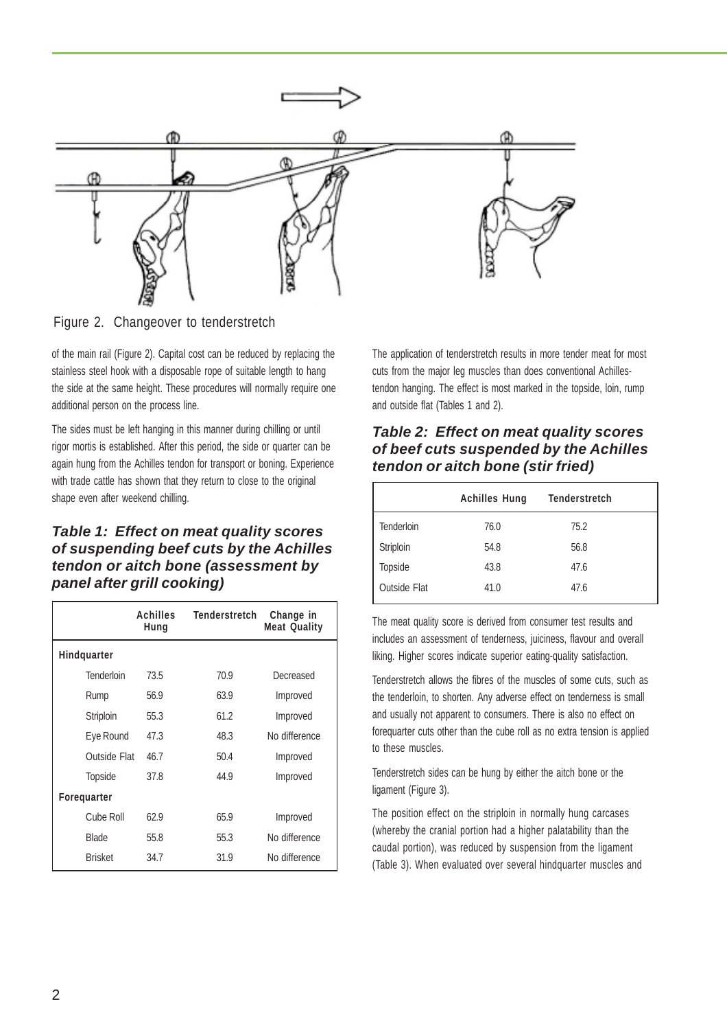Figure 2. Changeover to tenderstretch

of the main rail (Figure 2). Capital cost can be reduced by replacing the stainless steel hook with a disposable rope of suitable length to hang the side at the same height. These procedures will normally require one additional person on the process line.

The sides must be left hanging in this manner during chilling or until rigor mortis is established. After this period, the side or quarter can be again hung from the Achilles tendon for transport or boning. Experience with trade cattle has shown that they return to close to the original shape even after weekend chilling.

### *Table 1: Effect on meat quality scores of suspending beef cuts by the Achilles tendon or aitch bone (assessment by panel after grill cooking)*

| | Achilles Hung | Tenderstretch | Change in Meat Quality |
|---|---|---|---|
| **Hindquarter** | | | |
| Tenderloin | 73.5 | 70.9 | Decreased |
| Rump | 56.9 | 63.9 | Improved |
| Striploin | 55.3 | 61.2 | Improved |
| Eye Round | 47.3 | 48.3 | No difference |
| Outside Flat | 46.7 | 50.4 | Improved |
| Topside | 37.8 | 44.9 | Improved |
| **Forequarter** | | | |
| Cube Roll | 62.9 | 65.9 | Improved |
| Blade | 55.8 | 55.3 | No difference |
| Brisket | 34.7 | 31.9 | No difference |

The application of tenderstretch results in more tender meat for most cuts from the major leg muscles than does conventional Achilles-tendon hanging. The effect is most marked in the topside, loin, rump and outside flat (Tables 1 and 2).

### *Table 2: Effect on meat quality scores of beef cuts suspended by the Achilles tendon or aitch bone (stir fried)*

| | Achilles Hung | Tenderstretch |
|---|---|---|
| Tenderloin | 76.0 | 75.2 |
| Striploin | 54.8 | 56.8 |
| Topside | 43.8 | 47.6 |
| Outside Flat | 41.0 | 47.6 |

The meat quality score is derived from consumer test results and includes an assessment of tenderness, juiciness, flavour and overall liking. Higher scores indicate superior eating-quality satisfaction.

Tenderstretch allows the fibres of the muscles of some cuts, such as the tenderloin, to shorten. Any adverse effect on tenderness is small and usually not apparent to consumers. There is also no effect on forequarter cuts other than the cube roll as no extra tension is applied to these muscles.

Tenderstretch sides can be hung by either the aitch bone or the ligament (Figure 3).

The position effect on the striploin in normally hung carcases (whereby the cranial portion had a higher palatability than the caudal portion), was reduced by suspension from the ligament (Table 3). When evaluated over several hindquarter muscles and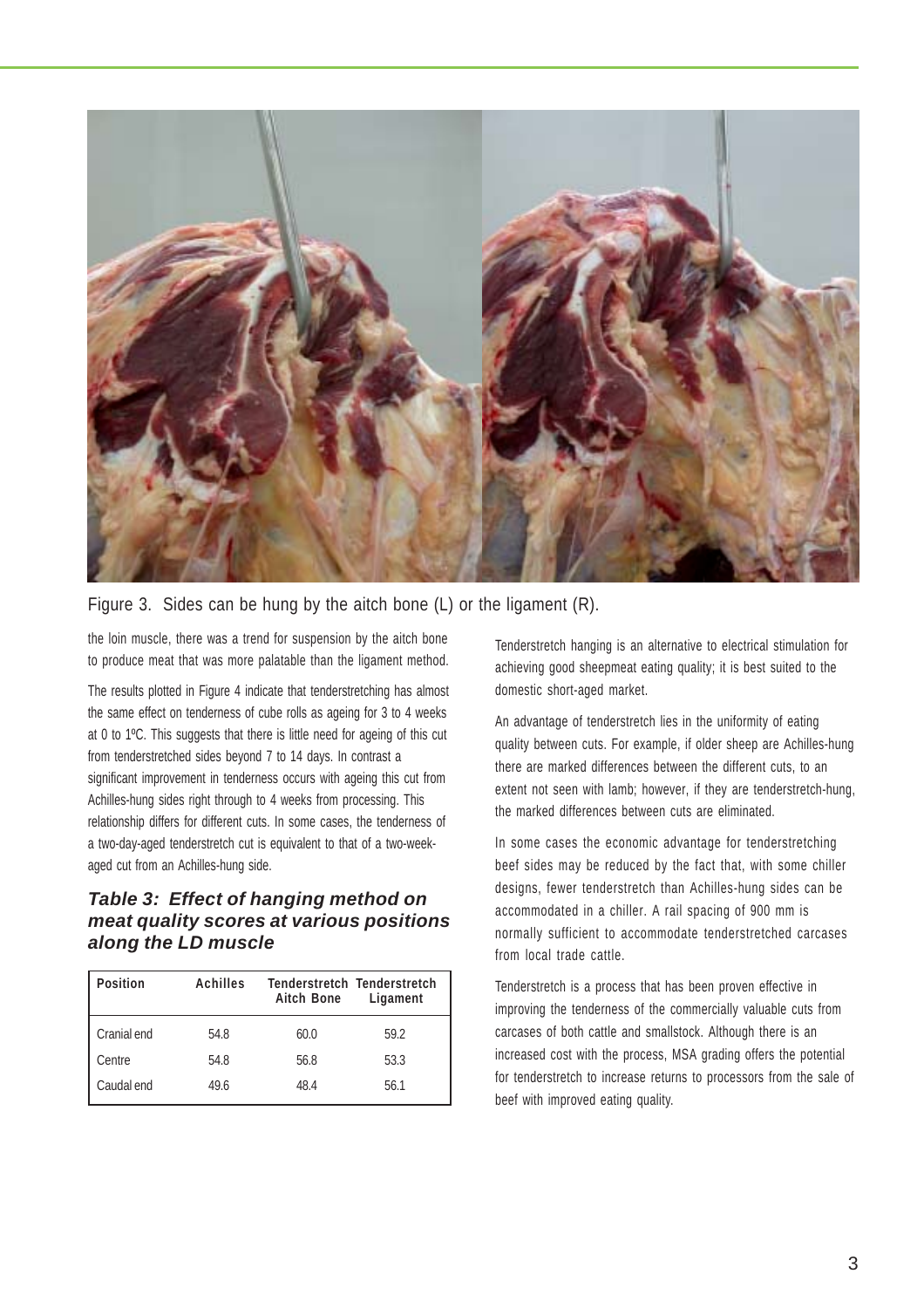Figure 3. Sides can be hung by the aitch bone (L) or the ligament (R).

the loin muscle, there was a trend for suspension by the aitch bone to produce meat that was more palatable than the ligament method.

The results plotted in Figure 4 indicate that tenderstretching has almost the same effect on tenderness of cube rolls as ageing for 3 to 4 weeks at 0 to 1ºC. This suggests that there is little need for ageing of this cut from tenderstretched sides beyond 7 to 14 days. In contrast a significant improvement in tenderness occurs with ageing this cut from Achilles-hung sides right through to 4 weeks from processing. This relationship differs for different cuts. In some cases, the tenderness of a two-day-aged tenderstretch cut is equivalent to that of a two-week-aged cut from an Achilles-hung side.

### *Table 3: Effect of hanging method on meat quality scores at various positions along the LD muscle*

| Position | Achilles | Tenderstretch Aitch Bone | Tenderstretch Ligament |
|---|---|---|---|
| Cranial end | 54.8 | 60.0 | 59.2 |
| Centre | 54.8 | 56.8 | 53.3 |
| Caudal end | 49.6 | 48.4 | 56.1 |

Tenderstretch hanging is an alternative to electrical stimulation for achieving good sheepmeat eating quality; it is best suited to the domestic short-aged market.

An advantage of tenderstretch lies in the uniformity of eating quality between cuts. For example, if older sheep are Achilles-hung there are marked differences between the different cuts, to an extent not seen with lamb; however, if they are tenderstretch-hung, the marked differences between cuts are eliminated.

In some cases the economic advantage for tenderstretching beef sides may be reduced by the fact that, with some chiller designs, fewer tenderstretch than Achilles-hung sides can be accommodated in a chiller. A rail spacing of 900 mm is normally sufficient to accommodate tenderstretched carcases from local trade cattle.

Tenderstretch is a process that has been proven effective in improving the tenderness of the commercially valuable cuts from carcases of both cattle and smallstock. Although there is an increased cost with the process, MSA grading offers the potential for tenderstretch to increase returns to processors from the sale of beef with improved eating quality.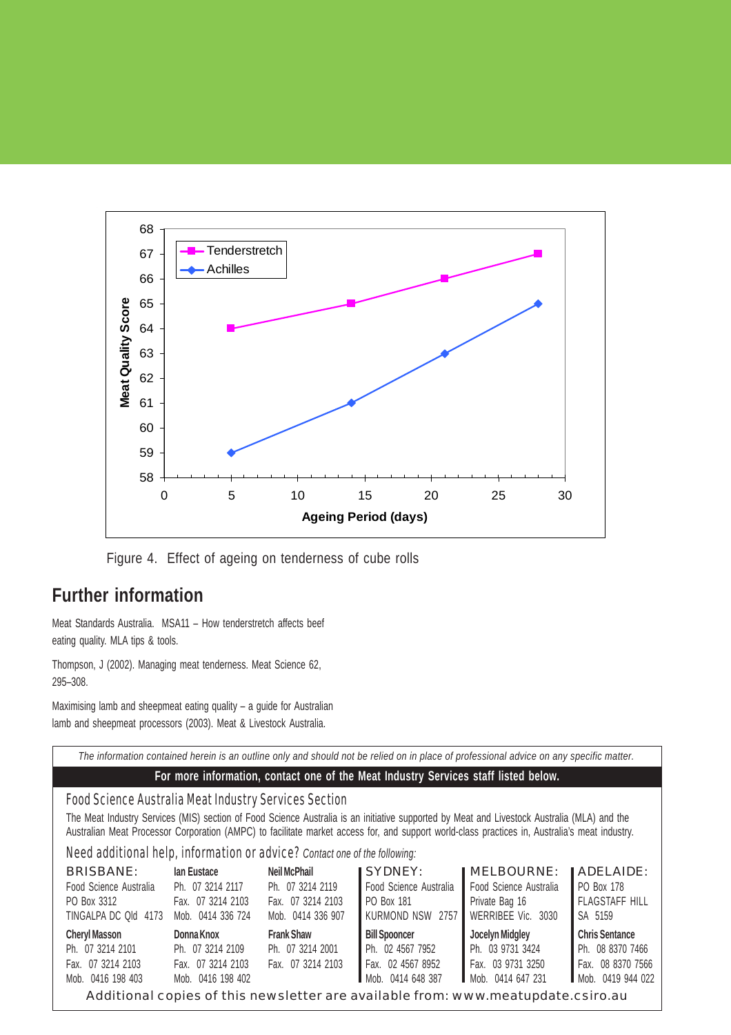68
67
66
65
64
63
62
61
60
59
58

Meat Quality Score

Tenderstretch
Achilles

0
5
10
15
20
25
30

Ageing Period (days)

Figure 4. Effect of ageing on tenderness of cube rolls

## Further information

Meat Standards Australia. MSA11 – How tenderstretch affects beef eating quality. MLA tips & tools.

Thompson, J (2002). Managing meat tenderness. Meat Science 62, 295–308.

Maximising lamb and sheepmeat eating quality – a guide for Australian lamb and sheepmeat processors (2003). Meat & Livestock Australia.

*The information contained herein is an outline only and should not be relied on in place of professional advice on any specific matter.*

**For more information, contact one of the Meat Industry Services staff listed below.**

### Food Science Australia Meat Industry Services Section

The Meat Industry Services (MIS) section of Food Science Australia is an initiative supported by Meat and Livestock Australia (MLA) and the Australian Meat Processor Corporation (AMPC) to facilitate market access for, and support world-class practices in, Australia's meat industry.

Need additional help, information or advice? *Contact one of the following:*

**BRISBANE:**
Food Science Australia
PO Box 3312
TINGALPA DC Qld 4173

**Ian Eustace**
Ph. 07 3214 2117
Fax. 07 3214 2103
Mob. 0414 336 724

**Neil McPhail**
Ph. 07 3214 2119
Fax. 07 3214 2103
Mob. 0414 336 907

**Cheryl Masson**
Ph. 07 3214 2101
Fax. 07 3214 2103
Mob. 0416 198 403

**Donna Knox**
Ph. 07 3214 2109
Fax. 07 3214 2103
Mob. 0416 198 402

**Frank Shaw**
Ph. 07 3214 2001
Fax. 07 3214 2103

**SYDNEY:**
Food Science Australia
PO Box 181
KURMOND NSW 2757

**Bill Spooncer**
Ph. 02 4567 7952
Fax. 02 4567 8952
Mob. 0414 648 387

**MELBOURNE:**
Food Science Australia
Private Bag 16
WERRIBEE Vic. 3030

**Jocelyn Midgley**
Ph. 03 9731 3424
Fax. 03 9731 3250
Mob. 0414 647 231

**ADELAIDE:**
PO Box 178
FLAGSTAFF HILL
SA 5159

**Chris Sentance**
Ph. 08 8370 7466
Fax. 08 8370 7566
Mob. 0419 944 022

Additional copies of this newsletter are available from: www.meatupdate.csiro.au